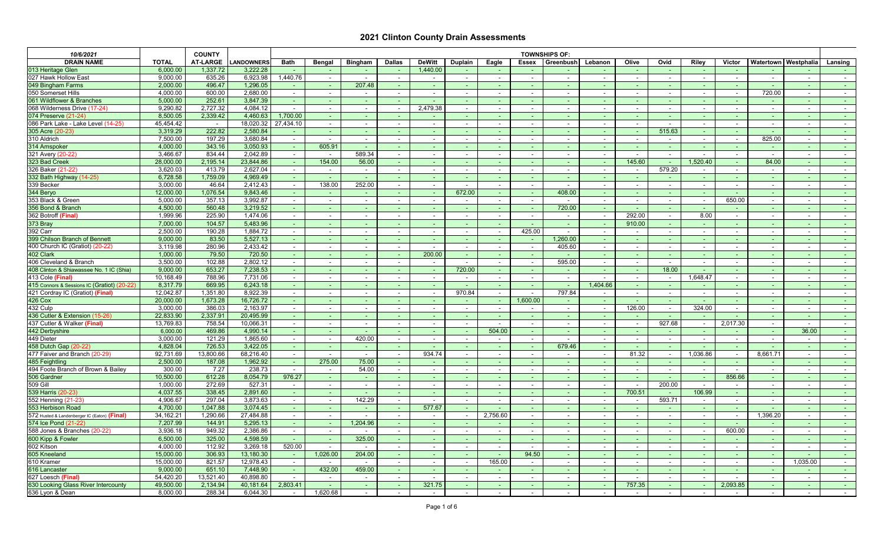# 2021 Clinton County Drain Assessments

| 10/6/2021 | | COUNTY | | TOWNSHIPS OF: | | | | | | | | | | | | | | | | | |
|---|---|---|---|---|---|---|---|---|---|---|---|---|---|---|---|---|---|---|---|---|---|
| DRAIN NAME | TOTAL | AT-LARGE | LANDOWNERS | Bath | Bengal | Bingham | Dallas | DeWitt | Duplain | Eagle | Essex | Greenbush | Lebanon | Olive | Ovid | Riley | Victor | Watertown | Westphalia | Lansing |
| 013 Heritage Glen | 6,000.00 | 1,337.72 | 3,222.28 | - | - | - | - | 1,440.00 | - | - | - | - | - | - | - | - | - | - | - | - |
| 027 Hawk Hollow East | 9,000.00 | 635.26 | 6,923.98 | 1,440.76 | - | - | - | - | - | - | - | - | - | - | - | - | - | - | - | - |
| 049 Bingham Farms | 2,000.00 | 496.47 | 1,296.05 | - | - | 207.48 | - | - | - | - | - | - | - | - | - | - | - | - | - | - |
| 050 Somerset Hills | 4,000.00 | 600.00 | 2,680.00 | - | - | - | - | - | - | - | - | - | - | - | - | - | - | 720.00 | - | - |
| 061 Wildflower & Branches | 5,000.00 | 252.61 | 3,847.39 | - | - | - | - | - | - | - | - | - | - | - | - | - | - | - | - | - |
| 068 Wilderness Drive (17-24) | 9,290.82 | 2,727.32 | 4,084.12 | - | - | - | - | 2,479.38 | - | - | - | - | - | - | - | - | - | - | - | - |
| 074 Preserve (21-24) | 8,500.05 | 2,339.42 | 4,460.63 | 1,700.00 | - | - | - | - | - | - | - | - | - | - | - | - | - | - | - | - |
| 086 Park Lake - Lake Level (14-25) | 45,454.42 | - | 18,020.32 | 27,434.10 | - | - | - | - | - | - | - | - | - | - | - | - | - | - | - | - |
| 305 Acre (20-23) | 3,319.29 | 222.82 | 2,580.84 | - | - | - | - | - | - | - | - | - | - | - | 515.63 | - | - | - | - | - |
| 310 Aldrich | 7,500.00 | 197.29 | 3,680.84 | - | - | - | - | - | - | - | - | - | - | - | - | - | - | 825.00 | - | - |
| 314 Amspoker | 4,000.00 | 343.16 | 3,050.93 | - | 605.91 | - | - | - | - | - | - | - | - | - | - | - | - | - | - | - |
| 321 Avery (20-22) | 3,466.67 | 834.44 | 2,042.89 | - | - | 589.34 | - | - | - | - | - | - | - | - | - | - | - | - | - | - |
| 323 Bad Creek | 28,000.00 | 2,195.14 | 23,844.86 | - | 154.00 | 56.00 | - | - | - | - | - | - | - | 145.60 | - | 1,520.40 | - | 84.00 | - | - |
| 326 Baker (21-22) | 3,620.03 | 413.79 | 2,627.04 | - | - | - | - | - | - | - | - | - | - | - | 579.20 | - | - | - | - | - |
| 332 Bath Highway (14-25) | 6,728.58 | 1,759.09 | 4,969.49 | - | - | - | - | - | - | - | - | - | - | - | - | - | - | - | - | - |
| 339 Becker | 3,000.00 | 46.64 | 2,412.43 | - | 138.00 | 252.00 | - | - | - | - | - | - | - | - | - | - | - | - | - | - |
| 344 Beryo | 12,000.00 | 1,076.54 | 9,843.46 | - | - | - | - | - | 672.00 | - | - | 408.00 | - | - | - | - | - | - | - | - |
| 353 Black & Green | 5,000.00 | 357.13 | 3,992.87 | - | - | - | - | - | - | - | - | - | - | - | - | - | 650.00 | - | - | - |
| 356 Bond & Branch | 4,500.00 | 560.48 | 3,219.52 | - | - | - | - | - | - | - | - | 720.00 | - | - | - | - | - | - | - | - |
| 362 Botroff (Final) | 1,999.96 | 225.90 | 1,474.06 | - | - | - | - | - | - | - | - | - | - | 292.00 | - | 8.00 | - | - | - | - |
| 373 Bray | 7,000.00 | 104.57 | 5,483.96 | - | - | - | - | - | - | - | - | - | - | 910.00 | - | - | - | - | - | - |
| 392 Carr | 2,500.00 | 190.28 | 1,884.72 | - | - | - | - | - | - | - | 425.00 | - | - | - | - | - | - | - | - | - |
| 399 Chilson Branch of Bennett | 9,000.00 | 83.50 | 5,527.13 | - | - | - | - | - | - | - | - | 1,260.00 | - | - | - | - | - | - | - | - |
| 400 Church IC (Gratiot) (20-22) | 3,119.98 | 280.96 | 2,433.42 | - | - | - | - | - | - | - | - | 405.60 | - | - | - | - | - | - | - | - |
| 402 Clark | 1,000.00 | 79.50 | 720.50 | - | - | - | - | 200.00 | - | - | - | - | - | - | - | - | - | - | - | - |
| 406 Cleveland & Branch | 3,500.00 | 102.88 | 2,802.12 | - | - | - | - | - | - | - | - | 595.00 | - | - | - | - | - | - | - | - |
| 408 Clinton & Shiawassee No. 1 IC (Shia) | 9,000.00 | 653.27 | 7,238.53 | - | - | - | - | - | 720.00 | - | - | - | - | - | 18.00 | - | - | - | - | - |
| 413 Cole (Final) | 10,168.49 | 788.96 | 7,731.06 | - | - | - | - | - | - | - | - | - | - | - | - | 1,648.47 | - | - | - | - |
| 415 Connors & Sessions IC (Gratiot) (20-22) | 8,317.79 | 669.95 | 6,243.18 | - | - | - | - | - | - | - | - | - | 1,404.66 | - | - | - | - | - | - | - |
| 421 Cordray IC (Gratiot) (Final) | 12,042.87 | 1,351.80 | 8,922.39 | - | - | - | - | - | 970.84 | - | - | 797.84 | - | - | - | - | - | - | - | - |
| 426 Cox | 20,000.00 | 1,673.28 | 16,726.72 | - | - | - | - | - | - | - | 1,600.00 | - | - | - | - | - | - | - | - | - |
| 432 Culp | 3,000.00 | 386.03 | 2,163.97 | - | - | - | - | - | - | - | - | - | - | 126.00 | - | 324.00 | - | - | - | - |
| 436 Cutler & Extension (15-26) | 22,833.90 | 2,337.91 | 20,495.99 | - | - | - | - | - | - | - | - | - | - | - | - | - | - | - | - | - |
| 437 Cutler & Walker (Final) | 13,769.83 | 758.54 | 10,066.31 | - | - | - | - | - | - | - | - | - | - | - | 927.68 | - | 2,017.30 | - | - | - |
| 442 Derbyshire | 6,000.00 | 469.86 | 4,990.14 | - | - | - | - | - | - | 504.00 | - | - | - | - | - | - | - | - | 36.00 | - |
| 449 Dieter | 3,000.00 | 121.29 | 1,865.60 | - | - | 420.00 | - | - | - | - | - | - | - | - | - | - | - | - | - | - |
| 458 Dutch Gap (20-22) | 4,828.04 | 726.53 | 3,422.05 | - | - | - | - | - | - | - | - | 679.46 | - | - | - | - | - | - | - | - |
| 477 Faiver and Branch (20-29) | 92,731.69 | 13,800.66 | 68,216.40 | - | - | - | - | 934.74 | - | - | - | - | - | 81.32 | - | 1,036.86 | - | 8,661.71 | - | - |
| 485 Feightling | 2,500.00 | 187.08 | 1,962.92 | - | 275.00 | 75.00 | - | - | - | - | - | - | - | - | - | - | - | - | - | - |
| 494 Foote Branch of Brown & Bailey | 300.00 | 7.27 | 238.73 | - | - | 54.00 | - | - | - | - | - | - | - | - | - | - | - | - | - | - |
| 506 Gardner | 10,500.00 | 612.28 | 8,054.79 | 976.27 | - | - | - | - | - | - | - | - | - | - | - | - | 856.66 | - | - | - |
| 509 Gill | 1,000.00 | 272.69 | 527.31 | - | - | - | - | - | - | - | - | - | - | - | 200.00 | - | - | - | - | - |
| 539 Harris (20-23) | 4,037.55 | 338.45 | 2,891.60 | - | - | - | - | - | - | - | - | - | - | 700.51 | - | 106.99 | - | - | - | - |
| 552 Henning (21-23) | 4,906.67 | 297.04 | 3,873.63 | - | - | 142.29 | - | - | - | - | - | - | - | - | 593.71 | - | - | - | - | - |
| 553 Herbison Road | 4,700.00 | 1,047.88 | 3,074.45 | - | - | - | - | 577.67 | - | - | - | - | - | - | - | - | - | - | - | - |
| 572 Husted & Landenberger IC (Eaton) (Final) | 34,162.21 | 1,290.66 | 27,484.88 | - | - | - | - | - | - | 2,756.60 | - | - | - | - | - | - | - | 1,396.20 | - | - |
| 574 Ice Pond (21-22) | 7,207.99 | 144.91 | 5,295.13 | - | - | 1,204.96 | - | - | - | - | - | - | - | - | - | - | - | - | - | - |
| 588 Jones & Branches (20-22) | 3,936.18 | 949.32 | 2,386.86 | - | - | - | - | - | - | - | - | - | - | - | - | - | 600.00 | - | - | - |
| 600 Kipp & Fowler | 6,500.00 | 325.00 | 4,598.59 | - | - | 325.00 | - | - | - | - | - | - | - | - | - | - | - | - | - | - |
| 602 Kitson | 4,000.00 | 112.92 | 3,269.18 | 520.00 | - | - | - | - | - | - | - | - | - | - | - | - | - | - | - | - |
| 605 Kneeland | 15,000.00 | 306.93 | 13,180.30 | - | 1,026.00 | 204.00 | - | - | - | - | 94.50 | - | - | - | - | - | - | - | - | - |
| 610 Kramer | 15,000.00 | 821.57 | 12,978.43 | - | - | - | - | - | - | 165.00 | - | - | - | - | - | - | - | - | 1,035.00 | - |
| 616 Lancaster | 9,000.00 | 651.10 | 7,448.90 | - | 432.00 | 459.00 | - | - | - | - | - | - | - | - | - | - | - | - | - | - |
| 627 Loesch (Final) | 54,420.20 | 13,521.40 | 40,898.80 | - | - | - | - | - | - | - | - | - | - | - | - | - | - | - | - | - |
| 630 Looking Glass River Intercounty | 49,500.00 | 2,134.94 | 40,181.64 | 2,803.41 | - | - | - | 321.75 | - | - | - | - | - | 757.35 | - | - | 2,093.85 | - | - | - |
| 636 Lyon & Dean | 8,000.00 | 288.34 | 6,044.30 | - | 1,620.68 | - | - | - | - | - | - | - | - | - | - | - | - | - | - | - |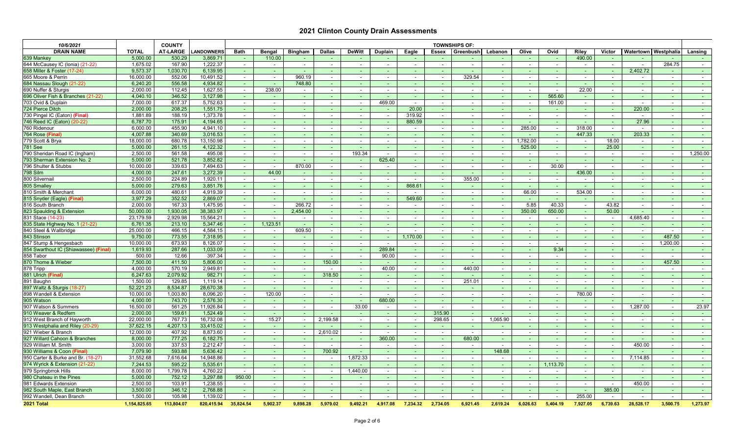# 2021 Clinton County Drain Assessments

| 10/6/2021 | | COUNTY | | TOWNSHIPS OF: | | | | | | | | | | | | | | | | | | |
|---|---|---|---|---|---|---|---|---|---|---|---|---|---|---|---|---|---|---|---|---|---|---|
| **DRAIN NAME** | **TOTAL** | **AT-LARGE** | **LANDOWNERS** | **Bath** | **Bengal** | **Bingham** | **Dallas** | **DeWitt** | **Duplain** | **Eagle** | **Essex** | **Greenbush** | **Lebanon** | **Olive** | **Ovid** | **Riley** | **Victor** | **Watertown** | **Westphalia** | **Lansing** |
| 639 Mankey | 5,000.00 | 530.29 | 3,869.71 | - | 110.00 | - | - | - | - | - | - | - | - | - | - | 490.00 | - | - | - | - |
| 644 McCausey IC (Ionia) (21-22) | 1,675.02 | 167.90 | 1,222.37 | - | - | - | - | - | - | - | - | - | - | - | - | - | - | - | 284.75 | - |
| 658 Miller & Foster (17-24) | 9,573.37 | 1,030.70 | 6,139.95 | - | - | - | - | - | - | - | - | - | - | - | - | - | - | 2,402.72 | - | - |
| 665 Moore & Perrin | 16,000.00 | 552.06 | 10,491.52 | - | - | 960.19 | - | - | - | - | - | 329.54 | - | - | - | - | - | - | - | - |
| 684 Nassau Slough (21-22) | 6,240.20 | 556.58 | 4,934.82 | - | - | 748.80 | - | - | - | - | - | - | - | - | - | - | - | - | - | - |
| 690 Nuffer & Sturgis | 2,000.00 | 112.45 | 1,627.55 | - | 238.00 | - | - | - | - | - | - | - | - | - | - | 22.00 | - | - | - | - |
| 696 Oliver Fish & Branches (21-22) | 4,040.10 | 346.52 | 3,127.98 | - | - | - | - | - | - | - | - | - | - | - | 565.60 | - | - | - | - | - |
| 703 Ovid & Duplain | 7,000.00 | 617.37 | 5,752.63 | - | - | - | - | - | 469.00 | - | - | - | - | - | 161.00 | - | - | - | - | - |
| 724 Pierce Ditch | 2,000.00 | 208.25 | 1,551.75 | - | - | - | - | - | - | 20.00 | - | - | - | - | - | - | - | 220.00 | - | - |
| 730 Pingel IC (Eaton) (Final) | 1,881.89 | 188.19 | 1,373.78 | - | - | - | - | - | - | 319.92 | - | - | - | - | - | - | - | - | - | - |
| 746 Reed IC (Eaton) (20-22) | 6,787.70 | 175.91 | 4,194.65 | - | - | - | - | - | - | 880.59 | - | - | - | - | - | - | - | 27.96 | - | - |
| 760 Ridenour | 6,000.00 | 455.90 | 4,941.10 | - | - | - | - | - | - | - | - | - | - | 285.00 | - | 318.00 | - | - | - | - |
| 764 Rose (Final) | 4,007.88 | 340.69 | 3,016.53 | - | - | - | - | - | - | - | - | - | - | - | - | 447.33 | - | 203.33 | - | - |
| 779 Scott & Brya | 18,000.00 | 680.78 | 13,150.98 | - | - | - | - | - | - | - | - | - | - | 1,782.00 | - | - | 18.00 | - | - | - |
| 781 See | 5,000.00 | 261.15 | 4,122.32 | - | - | - | - | - | - | - | - | - | - | 525.00 | - | - | 25.00 | - | - | - |
| 790 Sheridan Road IC (Ingham) | 2,500.00 | 561.58 | 495.08 | - | - | - | - | 193.34 | - | - | - | - | - | - | - | - | - | - | - | 1,250.00 |
| 793 Sherman Extension No. 2 | 5,000.00 | 521.78 | 3,852.82 | - | - | - | - | - | 625.40 | - | - | - | - | - | - | - | - | - | - | - |
| 796 Shulter & Stubbs | 10,000.00 | 339.63 | 7,494.63 | - | - | 870.00 | - | - | - | - | - | - | - | - | 30.00 | - | - | - | - | - |
| 798 Silm | 4,000.00 | 247.61 | 3,272.39 | - | 44.00 | - | - | - | - | - | - | - | - | - | - | 436.00 | - | - | - | - |
| 800 Silvernail | 2,500.00 | 224.89 | 1,920.11 | - | - | - | - | - | - | - | - | 355.00 | - | - | - | - | - | - | - | - |
| 805 Smalley | 5,000.00 | 279.63 | 3,851.76 | - | - | - | - | - | - | 868.61 | - | - | - | - | - | - | - | - | - | - |
| 810 Smith & Merchant | 6,000.00 | 480.61 | 4,919.39 | - | - | - | - | - | - | - | - | - | - | 66.00 | - | 534.00 | - | - | - | - |
| 815 Snyder (Eagle) (Final) | 3,977.29 | 352.52 | 2,869.07 | - | - | - | - | - | - | 549.60 | - | - | - | - | - | - | - | - | - | - |
| 816 South Branch | 2,000.00 | 167.33 | 1,475.95 | - | - | 266.72 | - | - | - | - | - | - | - | 5.85 | 40.33 | - | 43.82 | - | - | - |
| 823 Spaulding & Extension | 50,000.00 | 1,930.05 | 38,383.97 | - | - | 2,454.00 | - | - | - | - | - | - | - | 350.00 | 650.00 | - | 50.00 | - | - | - |
| 831 Stace (14-23) | 23,179.59 | 2,929.98 | 15,564.21 | - | - | - | - | - | - | - | - | - | - | - | - | - | - | 4,685.40 | - | - |
| 835 State Highway No. 1 (21-22) | 6,761.35 | 213.10 | 5,347.46 | - | 1,123.51 | - | - | - | - | - | - | - | - | - | - | - | - | - | - | - |
| 840 Steel & Wallbridge | 25,000.00 | 466.15 | 4,584.15 | - | - | 609.50 | - | - | - | - | - | - | - | - | - | - | - | - | - | - |
| 843 Stinson | 9,750.00 | 773.55 | 7,318.95 | - | - | - | - | - | - | 1,170.00 | - | - | - | - | - | - | - | - | 487.50 | - |
| 847 Stump & Hengesbach | 10,000.00 | 673.93 | 8,126.07 | - | - | - | - | - | - | - | - | - | - | - | - | - | - | - | 1,200.00 | - |
| 854 Swarthout IC (Shiawassee) (Final) | 1,619.93 | 287.66 | 1,033.09 | - | - | - | - | - | 289.84 | - | - | - | - | - | 9.34 | - | - | - | - | - |
| 858 Tabor | 500.00 | 12.66 | 397.34 | - | - | - | - | - | 90.00 | - | - | - | - | - | - | - | - | - | - | - |
| 870 Thome & Wieber | 7,500.00 | 411.50 | 5,806.00 | - | - | - | 150.00 | - | - | - | - | - | - | - | - | - | - | - | 457.50 | - |
| 878 Tripp | 4,000.00 | 570.19 | 2,949.81 | - | - | - | - | - | 40.00 | - | - | 440.00 | - | - | - | - | - | - | - | - |
| 881 Ulrich (Final) | 6,247.63 | 2,079.92 | 982.71 | - | - | - | 318.50 | - | - | - | - | - | - | - | - | - | - | - | - | - |
| 891 Baughn | 1,500.00 | 129.85 | 1,119.14 | - | - | - | - | - | - | - | - | 251.01 | - | - | - | - | - | - | - | - |
| 897 Waltz & Sturgis (18-27) | 52,221.23 | 8,534.87 | 28,670.38 | - | - | - | - | - | - | - | - | - | - | - | - | - | - | - | - | - |
| 898 Wandell & Extension | 10,000.00 | 1,003.80 | 8,096.20 | - | 120.00 | - | - | - | - | - | - | - | - | - | - | 780.00 | - | - | - | - |
| 905 Watson | 4,000.00 | 743.70 | 2,576.30 | - | - | - | - | - | 680.00 | - | - | - | - | - | - | - | - | - | - | - |
| 907 Watson & Summers | 16,500.00 | 561.25 | 11,926.84 | - | - | - | - | 33.00 | - | - | - | - | - | - | - | - | - | 1,287.00 | - | 23.97 |
| 910 Weaver & Redfern | 2,000.00 | 159.61 | 1,524.49 | - | - | - | - | - | - | - | 315.90 | - | - | - | - | - | - | - | - | - |
| 912 West Branch of Hayworth | 22,000.00 | 767.73 | 16,732.08 | - | 15.27 | - | 2,199.58 | - | - | - | 298.65 | - | 1,065.90 | - | - | - | - | - | - | - |
| 913 Westphalia and Riley (20-29) | 37,622.15 | 4,207.13 | 33,415.02 | - | - | - | - | - | - | - | - | - | - | - | - | - | - | - | - | - |
| 921 Wieber & Branch | 12,000.00 | 407.92 | 8,873.60 | - | - | - | 2,610.02 | - | - | - | - | - | - | - | - | - | - | - | - | - |
| 927 Willard Cahoon & Branches | 8,000.00 | 777.25 | 6,182.75 | - | - | - | - | - | 360.00 | - | - | 680.00 | - | - | - | - | - | - | - | - |
| 929 William M. Smith | 3,000.00 | 337.53 | 2,212.47 | - | - | - | - | - | - | - | - | - | - | - | - | - | - | 450.00 | - | - |
| 930 Williams & Coon (Final) | 7,079.90 | 593.88 | 5,636.42 | - | - | - | 700.92 | - | - | - | - | - | 148.68 | - | - | - | - | - | - | - |
| 950 Carter & Burke and Br. (18-27) | 31,552.68 | 7,616.64 | 14,948.86 | - | - | - | - | 1,872.33 | - | - | - | - | - | - | - | - | - | 7,114.85 | - | - |
| 974 Wyrick & Extension (21-22) | 7,244.53 | 595.22 | 5,535.61 | - | - | - | - | - | - | - | - | - | - | - | 1,113.70 | - | - | - | - | - |
| 979 Springbrrok Hills | 8,000.00 | 1,799.78 | 4,760.22 | - | - | - | - | 1,440.00 | - | - | - | - | - | - | - | - | - | - | - | - |
| 980 Chateau in the Pines | 5,000.00 | 752.12 | 3,297.88 | 950.00 | - | - | - | - | - | - | - | - | - | - | - | - | - | - | - | - |
| 981 Edwards Extension | 2,500.00 | 103.91 | 1,238.55 | - | - | - | - | - | - | - | - | - | - | - | - | - | - | 450.00 | - | - |
| 982 South Maple, East Branch | 3,500.00 | 346.12 | 2,768.88 | - | - | - | - | - | - | - | - | - | - | - | - | - | 385.00 | - | - | - |
| 992 Wandell, Dean Branch | 1,500.00 | 105.98 | 1,139.02 | - | - | - | - | - | - | - | - | - | - | - | - | 255.00 | - | - | - | - |
| **2021 Total** | **1,154,825.65** | **113,804.07** | **820,415.94** | **35,824.54** | **5,902.37** | **9,898.28** | **5,979.02** | **9,492.21** | **4,917.08** | **7,234.32** | **2,734.05** | **6,921.45** | **2,619.24** | **6,026.63** | **5,404.19** | **7,927.05** | **6,739.63** | **28,528.17** | **3,500.75** | **1,273.97** |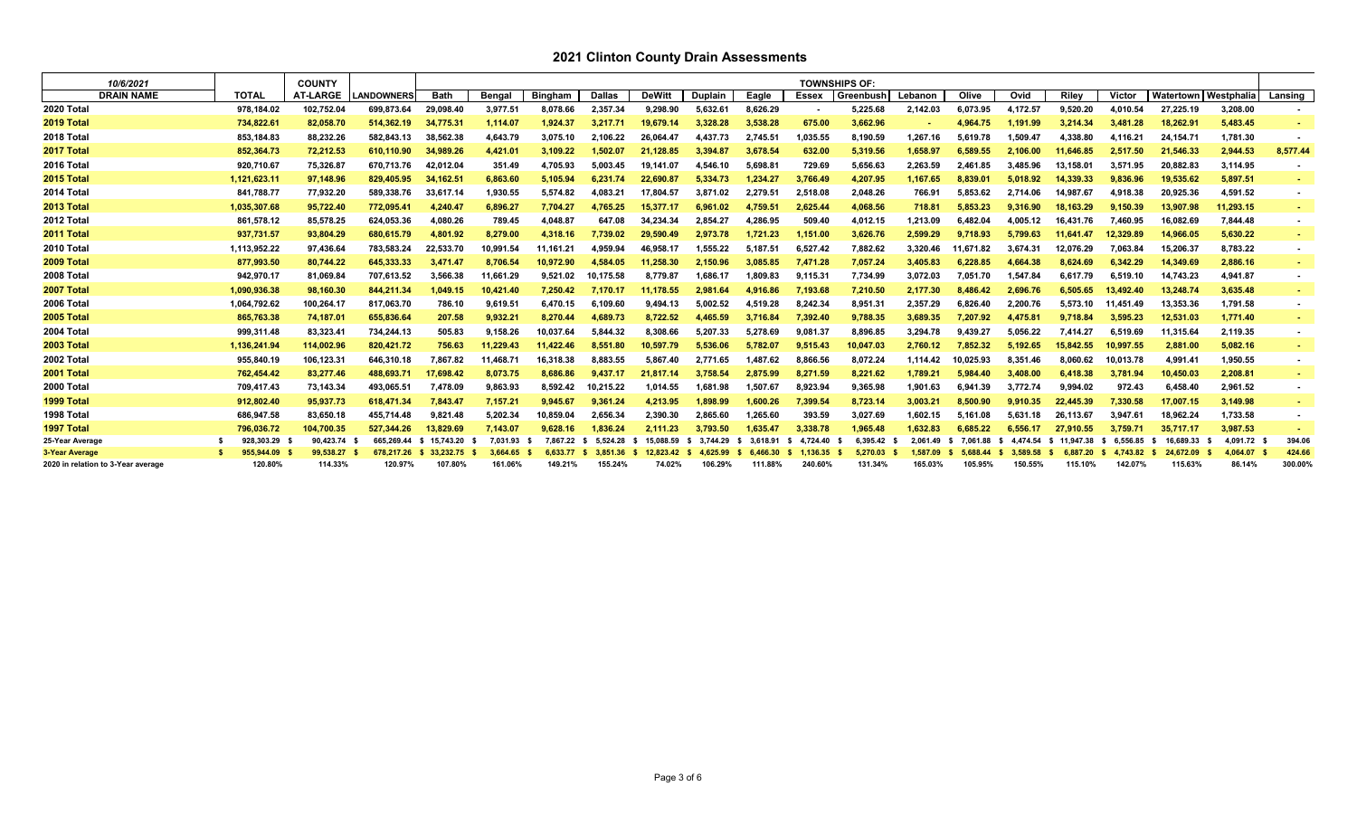# 2021 Clinton County Drain Assessments

| 10/6/2021 | | COUNTY | | TOWNSHIPS OF: | | | | | | | | | | | | | | | | | |
|---|---|---|---|---|---|---|---|---|---|---|---|---|---|---|---|---|---|---|---|---|---|
| DRAIN NAME | TOTAL | AT-LARGE | LANDOWNERS | Bath | Bengal | Bingham | Dallas | DeWitt | Duplain | Eagle | Essex | Greenbush | Lebanon | Olive | Ovid | Riley | Victor | Watertown | Westphalia | Lansing |
| 2020 Total | 978,184.02 | 102,752.04 | 699,873.64 | 29,098.40 | 3,977.51 | 8,078.66 | 2,357.34 | 9,298.90 | 5,632.61 | 8,626.29 | - | 5,225.68 | 2,142.03 | 6,073.95 | 4,172.57 | 9,520.20 | 4,010.54 | 27,225.19 | 3,208.00 | - |
| 2019 Total | 734,822.61 | 82,058.70 | 514,362.19 | 34,775.31 | 1,114.07 | 1,924.37 | 3,217.71 | 19,679.14 | 3,328.28 | 3,538.28 | 675.00 | 3,662.96 | - | 4,964.75 | 1,191.99 | 3,214.34 | 3,481.28 | 18,262.91 | 5,483.45 | - |
| 2018 Total | 853,184.83 | 88,232.26 | 582,843.13 | 38,562.38 | 4,643.79 | 3,075.10 | 2,106.22 | 26,064.47 | 4,437.73 | 2,745.51 | 1,035.55 | 8,190.59 | 1,267.16 | 5,619.78 | 1,509.47 | 4,338.80 | 4,116.21 | 24,154.71 | 1,781.30 | - |
| 2017 Total | 852,364.73 | 72,212.53 | 610,110.90 | 34,989.26 | 4,421.01 | 3,109.22 | 1,502.07 | 21,128.85 | 3,394.87 | 3,678.54 | 632.00 | 5,319.56 | 1,658.97 | 6,589.55 | 2,106.00 | 11,646.85 | 2,517.50 | 21,546.33 | 2,944.53 | 8,577.44 |
| 2016 Total | 920,710.67 | 75,326.87 | 670,713.76 | 42,012.04 | 351.49 | 4,705.93 | 5,003.45 | 19,141.07 | 4,546.10 | 5,698.81 | 729.69 | 5,656.63 | 2,263.59 | 2,461.85 | 3,485.96 | 13,158.01 | 3,571.95 | 20,882.83 | 3,114.95 | - |
| 2015 Total | 1,121,623.11 | 97,148.96 | 829,405.95 | 34,162.51 | 6,863.60 | 5,105.94 | 6,231.74 | 22,690.87 | 5,334.73 | 1,234.27 | 3,766.49 | 4,207.95 | 1,167.65 | 8,839.01 | 5,018.92 | 14,339.33 | 9,836.96 | 19,535.62 | 5,897.51 | - |
| 2014 Total | 841,788.77 | 77,932.20 | 589,338.76 | 33,617.14 | 1,930.55 | 5,574.82 | 4,083.21 | 17,804.57 | 3,871.02 | 2,279.51 | 2,518.08 | 2,048.26 | 766.91 | 5,853.62 | 2,714.06 | 14,987.67 | 4,918.38 | 20,925.36 | 4,591.52 | - |
| 2013 Total | 1,035,307.68 | 95,722.40 | 772,095.41 | 4,240.47 | 6,896.27 | 7,704.27 | 4,765.25 | 15,377.17 | 6,961.02 | 4,759.51 | 2,625.44 | 4,068.56 | 718.81 | 5,853.23 | 9,316.90 | 18,163.29 | 9,150.39 | 13,907.98 | 11,293.15 | - |
| 2012 Total | 861,578.12 | 85,578.25 | 624,053.36 | 4,080.26 | 789.45 | 4,048.87 | 647.08 | 34,234.34 | 2,854.27 | 4,286.95 | 509.40 | 4,012.15 | 1,213.09 | 6,482.04 | 4,005.12 | 16,431.76 | 7,460.95 | 16,082.69 | 7,844.48 | - |
| 2011 Total | 937,731.57 | 93,804.29 | 680,615.79 | 4,801.92 | 8,279.00 | 4,318.16 | 7,739.02 | 29,590.49 | 2,973.78 | 1,721.23 | 1,151.00 | 3,626.76 | 2,599.29 | 9,718.93 | 5,799.63 | 11,641.47 | 12,329.89 | 14,966.05 | 5,630.22 | - |
| 2010 Total | 1,113,952.22 | 97,436.64 | 783,583.24 | 22,533.70 | 10,991.54 | 11,161.21 | 4,959.94 | 46,958.17 | 1,555.22 | 5,187.51 | 6,527.42 | 7,882.62 | 3,320.46 | 11,671.82 | 3,674.31 | 12,076.29 | 7,063.84 | 15,206.37 | 8,783.22 | - |
| 2009 Total | 877,993.50 | 80,744.22 | 645,333.33 | 3,471.47 | 8,706.54 | 10,972.90 | 4,584.05 | 11,258.30 | 2,150.96 | 3,085.85 | 7,471.28 | 7,057.24 | 3,405.83 | 6,228.85 | 4,664.38 | 8,624.69 | 6,342.29 | 14,349.69 | 2,886.16 | - |
| 2008 Total | 942,970.17 | 81,069.84 | 707,613.52 | 3,566.38 | 11,661.29 | 9,521.02 | 10,175.58 | 8,779.87 | 1,686.17 | 1,809.83 | 9,115.31 | 7,734.99 | 3,072.03 | 7,051.70 | 1,547.84 | 6,617.79 | 6,519.10 | 14,743.23 | 4,941.87 | - |
| 2007 Total | 1,090,936.38 | 98,160.30 | 844,211.34 | 1,049.15 | 10,421.40 | 7,250.42 | 7,170.17 | 11,178.55 | 2,981.64 | 4,916.86 | 7,193.68 | 7,210.50 | 2,177.30 | 8,486.42 | 2,696.76 | 6,505.65 | 13,492.40 | 13,248.74 | 3,635.48 | - |
| 2006 Total | 1,064,792.62 | 100,264.17 | 817,063.70 | 786.10 | 9,619.51 | 6,470.15 | 6,109.60 | 9,494.13 | 5,002.52 | 4,519.28 | 8,242.34 | 8,951.31 | 2,357.29 | 6,826.40 | 2,200.76 | 5,573.10 | 11,451.49 | 13,353.36 | 1,791.58 | - |
| 2005 Total | 865,763.38 | 74,187.01 | 655,836.64 | 207.58 | 9,932.21 | 8,270.44 | 4,689.73 | 8,722.52 | 4,465.59 | 3,716.84 | 7,392.40 | 9,788.35 | 3,689.35 | 7,207.92 | 4,475.81 | 9,718.84 | 3,595.23 | 12,531.03 | 1,771.40 | - |
| 2004 Total | 999,311.48 | 83,323.41 | 734,244.13 | 505.83 | 9,158.26 | 10,037.64 | 5,844.32 | 8,308.66 | 5,207.33 | 5,278.69 | 9,081.37 | 8,896.85 | 3,294.78 | 9,439.27 | 5,056.22 | 7,414.27 | 6,519.69 | 11,315.64 | 2,119.35 | - |
| 2003 Total | 1,136,241.94 | 114,002.96 | 820,421.72 | 756.63 | 11,229.43 | 11,422.46 | 8,551.80 | 10,597.79 | 5,536.06 | 5,782.07 | 9,515.43 | 10,047.03 | 2,760.12 | 7,852.32 | 5,192.65 | 15,842.55 | 10,997.55 | 2,881.00 | 5,082.16 | - |
| 2002 Total | 955,840.19 | 106,123.31 | 646,310.18 | 7,867.82 | 11,468.71 | 16,318.38 | 8,883.55 | 5,867.40 | 2,771.65 | 1,487.62 | 8,866.56 | 8,072.24 | 1,114.42 | 10,025.93 | 8,351.46 | 8,060.62 | 10,013.78 | 4,991.41 | 1,950.55 | - |
| 2001 Total | 762,454.42 | 83,277.46 | 488,693.71 | 17,698.42 | 8,073.75 | 8,686.86 | 9,437.17 | 21,817.14 | 3,758.54 | 2,875.99 | 8,271.59 | 8,221.62 | 1,789.21 | 5,984.40 | 3,408.00 | 6,418.38 | 3,781.94 | 10,450.03 | 2,208.81 | - |
| 2000 Total | 709,417.43 | 73,143.34 | 493,065.51 | 7,478.09 | 9,863.93 | 8,592.42 | 10,215.22 | 1,014.55 | 1,681.98 | 1,507.67 | 8,923.94 | 9,365.98 | 1,901.63 | 6,941.39 | 3,772.74 | 9,994.02 | 972.43 | 6,458.40 | 2,961.52 | - |
| 1999 Total | 912,802.40 | 95,937.73 | 618,471.34 | 7,843.47 | 7,157.21 | 9,945.67 | 9,361.24 | 4,213.95 | 1,898.99 | 1,600.26 | 7,399.54 | 8,723.14 | 3,003.21 | 8,500.90 | 9,910.35 | 22,445.39 | 7,330.58 | 17,007.15 | 3,149.98 | - |
| 1998 Total | 686,947.58 | 83,650.18 | 455,714.48 | 9,821.48 | 5,202.34 | 10,859.04 | 2,656.34 | 2,390.30 | 2,865.60 | 1,265.60 | 393.59 | 3,027.69 | 1,602.15 | 5,161.08 | 5,631.18 | 26,113.67 | 3,947.61 | 18,962.24 | 1,733.58 | - |
| 1997 Total | 796,036.72 | 104,700.35 | 527,344.26 | 13,829.69 | 7,143.07 | 9,628.16 | 1,836.24 | 2,111.23 | 3,793.50 | 1,635.47 | 3,338.78 | 1,965.48 | 1,632.83 | 6,685.22 | 6,556.17 | 27,910.55 | 3,759.71 | 35,717.17 | 3,987.53 | - |
| 25-Year Average | $ 928,303.29 | $ 90,423.74 | $ 665,269.44 | $ 15,743.20 | $ 7,031.93 | $ 7,867.22 | $ 5,524.28 | $ 15,088.59 | $ 3,744.29 | $ 3,618.91 | $ 4,724.40 | $ 6,395.42 | $ 2,061.49 | $ 7,061.88 | $ 4,474.54 | $ 11,947.38 | $ 6,556.85 | $ 16,689.33 | $ 4,091.72 | $ 394.06 |
| 3-Year Average | $ 955,944.09 | $ 99,538.27 | $ 678,217.26 | $ 33,232.75 | $ 3,664.65 | $ 6,633.77 | $ 3,851.36 | $ 12,823.42 | $ 4,625.99 | $ 6,466.30 | $ 1,136.35 | $ 5,270.03 | $ 1,587.09 | $ 5,688.44 | $ 3,589.58 | $ 6,887.20 | $ 4,743.82 | $ 24,672.09 | $ 4,064.07 | $ 424.66 |
| 2020 in relation to 3-Year average | 120.80% | 114.33% | 120.97% | 107.80% | 161.06% | 149.21% | 155.24% | 74.02% | 106.29% | 111.88% | 240.60% | 131.34% | 165.03% | 105.95% | 150.55% | 115.10% | 142.07% | 115.63% | 86.14% | 300.00% |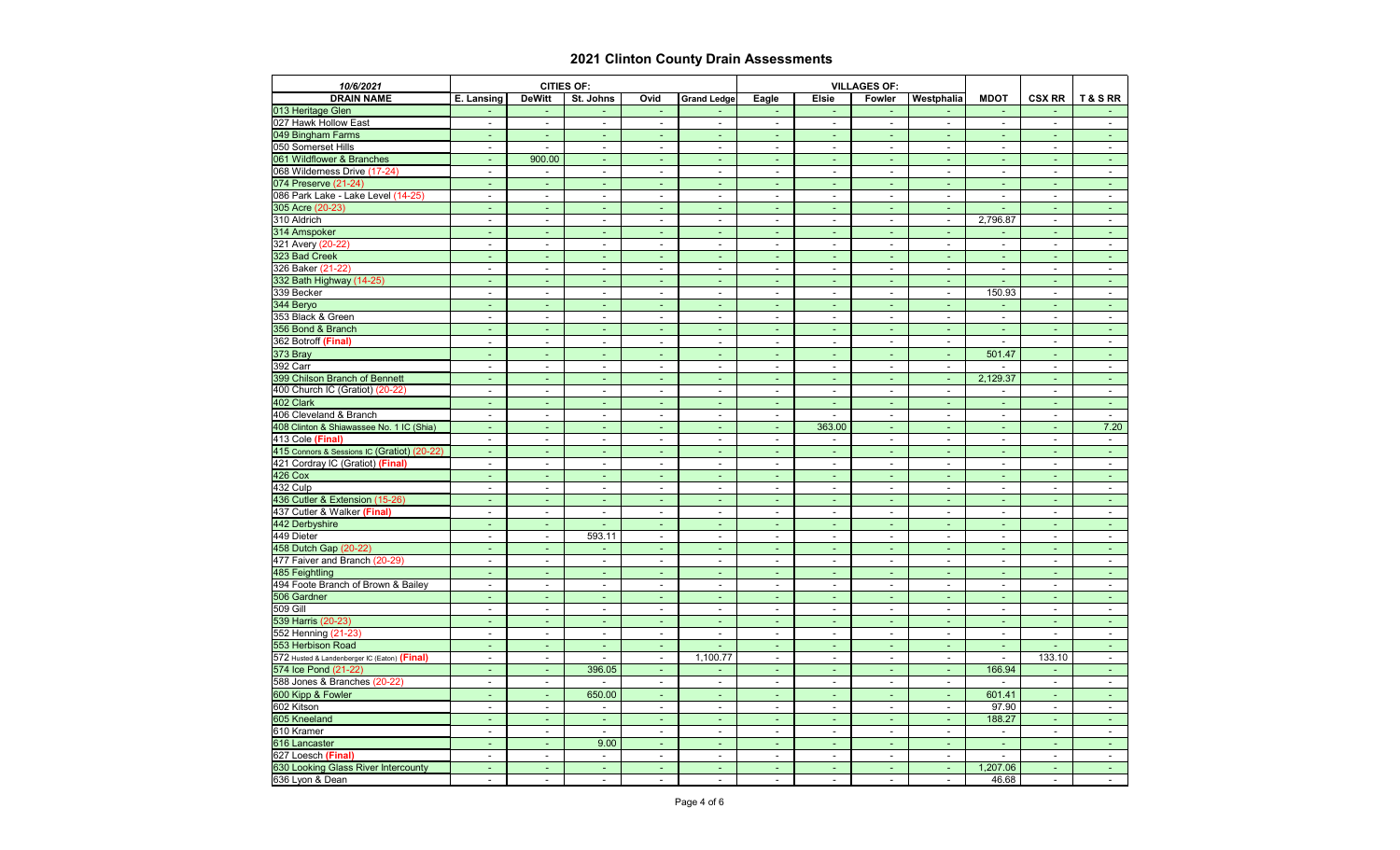# 2021 Clinton County Drain Assessments

| 10/6/2021 | CITIES OF: | | | | VILLAGES OF: | | | | | | | |
|---|---|---|---|---|---|---|---|---|---|---|---|---|
| DRAIN NAME | E. Lansing | DeWitt | St. Johns | Ovid | Grand Ledge | Eagle | Elsie | Fowler | Westphalia | MDOT | CSX RR | T & S RR |
| 013 Heritage Glen | - | - | - | - | - | - | - | - | - | - | - | - |
| 027 Hawk Hollow East | - | - | - | - | - | - | - | - | - | - | - | - |
| 049 Bingham Farms | - | - | - | - | - | - | - | - | - | - | - | - |
| 050 Somerset Hills | - | - | - | - | - | - | - | - | - | - | - | - |
| 061 Wildflower & Branches | - | 900.00 | - | - | - | - | - | - | - | - | - | - |
| 068 Wilderness Drive (17-24) | - | - | - | - | - | - | - | - | - | - | - | - |
| 074 Preserve (21-24) | - | - | - | - | - | - | - | - | - | - | - | - |
| 086 Park Lake - Lake Level (14-25) | - | - | - | - | - | - | - | - | - | - | - | - |
| 305 Acre (20-23) | - | - | - | - | - | - | - | - | - | - | - | - |
| 310 Aldrich | - | - | - | - | - | - | - | - | - | 2,796.87 | - | - |
| 314 Amspoker | - | - | - | - | - | - | - | - | - | - | - | - |
| 321 Avery (20-22) | - | - | - | - | - | - | - | - | - | - | - | - |
| 323 Bad Creek | - | - | - | - | - | - | - | - | - | - | - | - |
| 326 Baker (21-22) | - | - | - | - | - | - | - | - | - | - | - | - |
| 332 Bath Highway (14-25) | - | - | - | - | - | - | - | - | - | - | - | - |
| 339 Becker | - | - | - | - | - | - | - | - | - | 150.93 | - | - |
| 344 Beryo | - | - | - | - | - | - | - | - | - | - | - | - |
| 353 Black & Green | - | - | - | - | - | - | - | - | - | - | - | - |
| 356 Bond & Branch | - | - | - | - | - | - | - | - | - | - | - | - |
| 362 Botroff **(Final)** | - | - | - | - | - | - | - | - | - | - | - | - |
| 373 Bray | - | - | - | - | - | - | - | - | - | 501.47 | - | - |
| 392 Carr | - | - | - | - | - | - | - | - | - | - | - | - |
| 399 Chilson Branch of Bennett | - | - | - | - | - | - | - | - | - | 2,129.37 | - | - |
| 400 Church IC (Gratiot) (20-22) | - | - | - | - | - | - | - | - | - | - | - | - |
| 402 Clark | - | - | - | - | - | - | - | - | - | - | - | - |
| 406 Cleveland & Branch | - | - | - | - | - | - | - | - | - | - | - | - |
| 408 Clinton & Shiawassee No. 1 IC (Shia) | - | - | - | - | - | - | 363.00 | - | - | - | - | 7.20 |
| 413 Cole **(Final)** | - | - | - | - | - | - | - | - | - | - | - | - |
| 415 Connors & Sessions IC (Gratiot) (20-22) | - | - | - | - | - | - | - | - | - | - | - | - |
| 421 Cordray IC (Gratiot) **(Final)** | - | - | - | - | - | - | - | - | - | - | - | - |
| 426 Cox | - | - | - | - | - | - | - | - | - | - | - | - |
| 432 Culp | - | - | - | - | - | - | - | - | - | - | - | - |
| 436 Cutler & Extension (15-26) | - | - | - | - | - | - | - | - | - | - | - | - |
| 437 Cutler & Walker **(Final)** | - | - | - | - | - | - | - | - | - | - | - | - |
| 442 Derbyshire | - | - | - | - | - | - | - | - | - | - | - | - |
| 449 Dieter | - | - | 593.11 | - | - | - | - | - | - | - | - | - |
| 458 Dutch Gap (20-22) | - | - | - | - | - | - | - | - | - | - | - | - |
| 477 Faiver and Branch (20-29) | - | - | - | - | - | - | - | - | - | - | - | - |
| 485 Feightling | - | - | - | - | - | - | - | - | - | - | - | - |
| 494 Foote Branch of Brown & Bailey | - | - | - | - | - | - | - | - | - | - | - | - |
| 506 Gardner | - | - | - | - | - | - | - | - | - | - | - | - |
| 509 Gill | - | - | - | - | - | - | - | - | - | - | - | - |
| 539 Harris (20-23) | - | - | - | - | - | - | - | - | - | - | - | - |
| 552 Henning (21-23) | - | - | - | - | - | - | - | - | - | - | - | - |
| 553 Herbison Road | - | - | - | - | - | - | - | - | - | - | - | - |
| 572 Husted & Landenberger IC (Eaton) **(Final)** | - | - | - | - | 1,100.77 | - | - | - | - | - | 133.10 | - |
| 574 Ice Pond (21-22) | - | - | 396.05 | - | - | - | - | - | - | 166.94 | - | - |
| 588 Jones & Branches (20-22) | - | - | - | - | - | - | - | - | - | - | - | - |
| 600 Kipp & Fowler | - | - | 650.00 | - | - | - | - | - | - | 601.41 | - | - |
| 602 Kitson | - | - | - | - | - | - | - | - | - | 97.90 | - | - |
| 605 Kneeland | - | - | - | - | - | - | - | - | - | 188.27 | - | - |
| 610 Kramer | - | - | - | - | - | - | - | - | - | - | - | - |
| 616 Lancaster | - | - | 9.00 | - | - | - | - | - | - | - | - | - |
| 627 Loesch **(Final)** | - | - | - | - | - | - | - | - | - | - | - | - |
| 630 Looking Glass River Intercounty | - | - | - | - | - | - | - | - | - | 1,207.06 | - | - |
| 636 Lyon & Dean | - | - | - | - | - | - | - | - | - | 46.68 | - | - |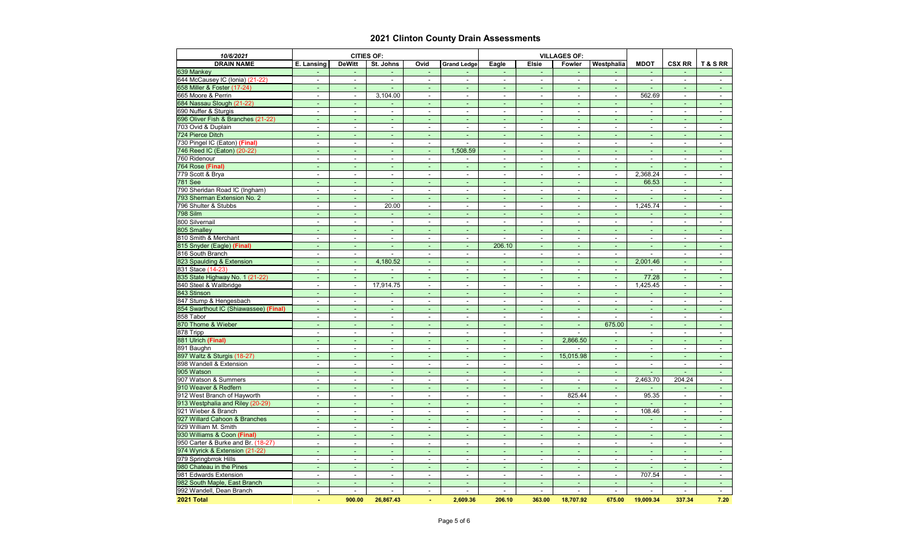# 2021 Clinton County Drain Assessments

| 10/6/2021 | CITIES OF: | | | | | VILLAGES OF: | | | | | | |
|---|---|---|---|---|---|---|---|---|---|---|---|---|
| DRAIN NAME | E. Lansing | DeWitt | St. Johns | Ovid | Grand Ledge | Eagle | Elsie | Fowler | Westphalia | MDOT | CSX RR | T & S RR |
| 639 Mankey | - | - | - | - | - | - | - | - | - | - | - | - |
| 644 McCausey IC (Ionia) (21-22) | - | - | - | - | - | - | - | - | - | - | - | - |
| 658 Miller & Foster (17-24) | - | - | - | - | - | - | - | - | - | - | - | - |
| 665 Moore & Perrin | - | - | 3,104.00 | - | - | - | - | - | - | 562.69 | - | - |
| 684 Nassau Slough (21-22) | - | - | - | - | - | - | - | - | - | - | - | - |
| 690 Nuffer & Sturgis | - | - | - | - | - | - | - | - | - | - | - | - |
| 696 Oliver Fish & Branches (21-22) | - | - | - | - | - | - | - | - | - | - | - | - |
| 703 Ovid & Duplain | - | - | - | - | - | - | - | - | - | - | - | - |
| 724 Pierce Ditch | - | - | - | - | - | - | - | - | - | - | - | - |
| 730 Pingel IC (Eaton) **(Final)** | - | - | - | - | - | - | - | - | - | - | - | - |
| 746 Reed IC (Eaton) (20-22) | - | - | - | - | 1,508.59 | - | - | - | - | - | - | - |
| 760 Ridenour | - | - | - | - | - | - | - | - | - | - | - | - |
| 764 Rose **(Final)** | - | - | - | - | - | - | - | - | - | - | - | - |
| 779 Scott & Brya | - | - | - | - | - | - | - | - | - | 2,368.24 | - | - |
| 781 See | - | - | - | - | - | - | - | - | - | 66.53 | - | - |
| 790 Sheridan Road IC (Ingham) | - | - | - | - | - | - | - | - | - | - | - | - |
| 793 Sherman Extension No. 2 | - | - | - | - | - | - | - | - | - | - | - | - |
| 796 Shulter & Stubbs | - | - | 20.00 | - | - | - | - | - | - | 1,245.74 | - | - |
| 798 Silm | - | - | - | - | - | - | - | - | - | - | - | - |
| 800 Silvernail | - | - | - | - | - | - | - | - | - | - | - | - |
| 805 Smalley | - | - | - | - | - | - | - | - | - | - | - | - |
| 810 Smith & Merchant | - | - | - | - | - | - | - | - | - | - | - | - |
| 815 Snyder (Eagle) **(Final)** | - | - | - | - | - | 206.10 | - | - | - | - | - | - |
| 816 South Branch | - | - | - | - | - | - | - | - | - | - | - | - |
| 823 Spaulding & Extension | - | - | 4,180.52 | - | - | - | - | - | - | 2,001.46 | - | - |
| 831 Stace (14-23) | - | - | - | - | - | - | - | - | - | - | - | - |
| 835 State Highway No. 1 (21-22) | - | - | - | - | - | - | - | - | - | 77.28 | - | - |
| 840 Steel & Wallbridge | - | - | 17,914.75 | - | - | - | - | - | - | 1,425.45 | - | - |
| 843 Stinson | - | - | - | - | - | - | - | - | - | - | - | - |
| 847 Stump & Hengesbach | - | - | - | - | - | - | - | - | - | - | - | - |
| 854 Swarthout IC (Shiawassee) **(Final)** | - | - | - | - | - | - | - | - | - | - | - | - |
| 858 Tabor | - | - | - | - | - | - | - | - | - | - | - | - |
| 870 Thome & Wieber | - | - | - | - | - | - | - | - | 675.00 | - | - | - |
| 878 Tripp | - | - | - | - | - | - | - | - | - | - | - | - |
| 881 Ulrich **(Final)** | - | - | - | - | - | - | - | 2,866.50 | - | - | - | - |
| 891 Baughn | - | - | - | - | - | - | - | - | - | - | - | - |
| 897 Waltz & Sturgis (18-27) | - | - | - | - | - | - | - | 15,015.98 | - | - | - | - |
| 898 Wandell & Extension | - | - | - | - | - | - | - | - | - | - | - | - |
| 905 Watson | - | - | - | - | - | - | - | - | - | - | - | - |
| 907 Watson & Summers | - | - | - | - | - | - | - | - | - | 2,463.70 | 204.24 | - |
| 910 Weaver & Redfern | - | - | - | - | - | - | - | - | - | - | - | - |
| 912 West Branch of Hayworth | - | - | - | - | - | - | - | 825.44 | - | 95.35 | - | - |
| 913 Westphalia and Riley (20-29) | - | - | - | - | - | - | - | - | - | - | - | - |
| 921 Wieber & Branch | - | - | - | - | - | - | - | - | - | 108.46 | - | - |
| 927 Willard Cahoon & Branches | - | - | - | - | - | - | - | - | - | - | - | - |
| 929 William M. Smith | - | - | - | - | - | - | - | - | - | - | - | - |
| 930 Williams & Coon **(Final)** | - | - | - | - | - | - | - | - | - | - | - | - |
| 950 Carter & Burke and Br. (18-27) | - | - | - | - | - | - | - | - | - | - | - | - |
| 974 Wyrick & Extension (21-22) | - | - | - | - | - | - | - | - | - | - | - | - |
| 979 Springbrrok Hills | - | - | - | - | - | - | - | - | - | - | - | - |
| 980 Chateau in the Pines | - | - | - | - | - | - | - | - | - | - | - | - |
| 981 Edwards Extension | - | - | - | - | - | - | - | - | - | 707.54 | - | - |
| 982 South Maple, East Branch | - | - | - | - | - | - | - | - | - | - | - | - |
| 992 Wandell, Dean Branch | - | - | - | - | - | - | - | - | - | - | - | - |
| **2021 Total** | **-** | **900.00** | **26,867.43** | **-** | **2,609.36** | **206.10** | **363.00** | **18,707.92** | **675.00** | **19,009.34** | **337.34** | **7.20** |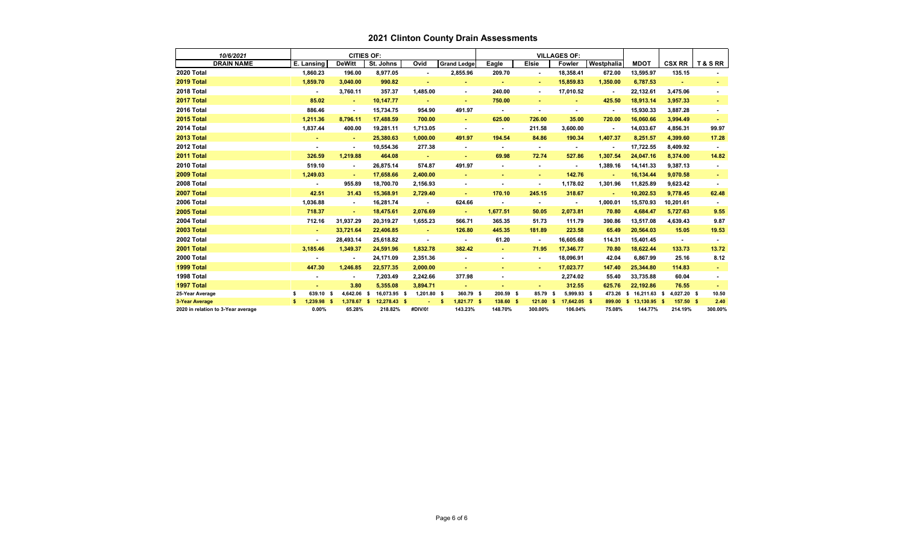# 2021 Clinton County Drain Assessments

| 10/6/2021 | CITIES OF: | | | | | VILLAGES OF: | | | | | | |
|---|---|---|---|---|---|---|---|---|---|---|---|---|
| DRAIN NAME | E. Lansing | DeWitt | St. Johns | Ovid | Grand Ledge | Eagle | Elsie | Fowler | Westphalia | MDOT | CSX RR | T & S RR |
| 2020 Total | 1,860.23 | 196.00 | 8,977.05 | - | 2,855.96 | 209.70 | - | 18,358.41 | 672.00 | 13,595.97 | 135.15 | - |
| 2019 Total | 1,859.70 | 3,040.00 | 990.82 | - | - | - | - | 15,859.83 | 1,350.00 | 6,787.53 | - | - |
| 2018 Total | - | 3,760.11 | 357.37 | 1,485.00 | - | 240.00 | - | 17,010.52 | - | 22,132.61 | 3,475.06 | - |
| 2017 Total | 85.02 | - | 10,147.77 | - | - | 750.00 | - | - | 425.50 | 18,913.14 | 3,957.33 | - |
| 2016 Total | 886.46 | - | 15,734.75 | 954.90 | 491.97 | - | - | - | - | 15,930.33 | 3,887.28 | - |
| 2015 Total | 1,211.36 | 8,796.11 | 17,488.59 | 700.00 | - | 625.00 | 726.00 | 35.00 | 720.00 | 16,060.66 | 3,994.49 | - |
| 2014 Total | 1,837.44 | 400.00 | 19,281.11 | 1,713.05 | - | - | 211.58 | 3,600.00 | - | 14,033.67 | 4,856.31 | 99.97 |
| 2013 Total | - | - | 25,380.63 | 1,000.00 | 491.97 | 194.54 | 84.86 | 190.34 | 1,407.37 | 8,251.57 | 4,399.60 | 17.28 |
| 2012 Total | - | - | 10,554.36 | 277.38 | - | - | - | - | - | 17,722.55 | 8,409.92 | - |
| 2011 Total | 326.59 | 1,219.88 | 464.08 | - | - | 69.98 | 72.74 | 527.86 | 1,307.54 | 24,047.16 | 8,374.00 | 14.82 |
| 2010 Total | 519.10 | - | 26,875.14 | 574.87 | 491.97 | - | - | - | 1,389.16 | 14,141.33 | 9,387.13 | - |
| 2009 Total | 1,249.03 | - | 17,658.66 | 2,400.00 | - | - | - | 142.76 | - | 16,134.44 | 9,070.58 | - |
| 2008 Total | - | 955.89 | 18,700.70 | 2,156.93 | - | - | - | 1,178.02 | 1,301.96 | 11,825.89 | 9,623.42 | - |
| 2007 Total | 42.51 | 31.43 | 15,368.91 | 2,729.40 | - | 170.10 | 245.15 | 318.67 | - | 10,202.53 | 9,778.45 | 62.48 |
| 2006 Total | 1,036.88 | - | 16,281.74 | - | 624.66 | - | - | - | 1,000.01 | 15,570.93 | 10,201.61 | - |
| 2005 Total | 718.37 | - | 18,475.61 | 2,076.69 | - | 1,677.51 | 50.05 | 2,073.81 | 70.80 | 4,684.47 | 5,727.63 | 9.55 |
| 2004 Total | 712.16 | 31,937.29 | 20,319.27 | 1,655.23 | 566.71 | 365.35 | 51.73 | 111.79 | 390.86 | 13,517.08 | 4,639.43 | 9.87 |
| 2003 Total | - | 33,721.64 | 22,406.85 | - | 126.80 | 445.35 | 181.89 | 223.58 | 65.49 | 20,564.03 | 15.05 | 19.53 |
| 2002 Total | - | 28,493.14 | 25,618.82 | - | - | 61.20 | - | 16,605.68 | 114.31 | 15,401.45 | - | - |
| 2001 Total | 3,185.46 | 1,349.37 | 24,591.96 | 1,832.78 | 382.42 | - | 71.95 | 17,346.77 | 70.80 | 18,622.44 | 133.73 | 13.72 |
| 2000 Total | - | - | 24,171.09 | 2,351.36 | - | - | - | 18,096.91 | 42.04 | 6,867.99 | 25.16 | 8.12 |
| 1999 Total | 447.30 | 1,246.85 | 22,577.35 | 2,000.00 | - | - | - | 17,023.77 | 147.40 | 25,344.80 | 114.83 | - |
| 1998 Total | - | - | 7,203.49 | 2,242.66 | 377.98 | - | - | 2,274.02 | 55.40 | 33,735.88 | 60.04 | - |
| 1997 Total | - | 3.80 | 5,355.08 | 3,894.71 | - | - | - | 312.55 | 625.76 | 22,192.86 | 76.55 | - |
| 25-Year Average | $ 639.10 | $ 4,642.06 | $ 16,073.95 | $ 1,201.80 | $ 360.79 | $ 200.59 | $ 85.79 | $ 5,999.93 | $ 473.26 | $ 16,211.63 | $ 4,027.20 | $ 10.50 |
| 3-Year Average | $ 1,239.98 | $ 1,378.67 | $ 12,278.43 | $ - | $ 1,821.77 | $ 138.60 | $ 121.00 | $ 17,642.05 | $ 899.00 | $ 13,130.95 | $ 157.50 | $ 2.40 |
| 2020 in relation to 3-Year average | 0.00% | 65.28% | 218.82% | #DIV/0! | 143.23% | 148.70% | 300.00% | 106.04% | 75.08% | 144.77% | 214.19% | 300.00% |